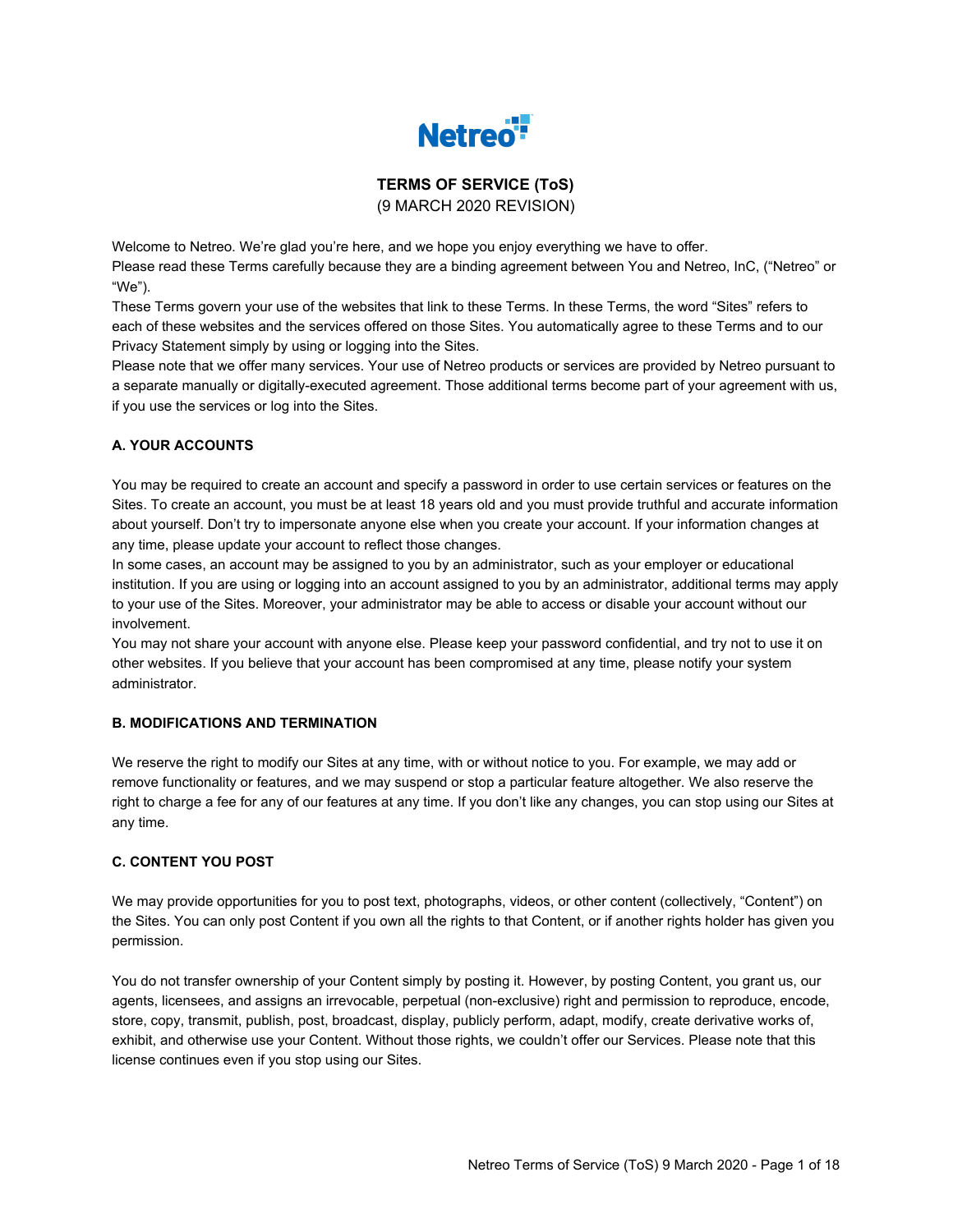Netreo

# TERMS OF SERVICE (ToS)

(9 MARCH 2020 REVISION)

Welcome to Netreo. We're glad you're here, and we hope you enjoy everything we have to offer.
Please read these Terms carefully because they are a binding agreement between You and Netreo, InC, ("Netreo" or "We").
These Terms govern your use of the websites that link to these Terms. In these Terms, the word "Sites" refers to each of these websites and the services offered on those Sites. You automatically agree to these Terms and to our Privacy Statement simply by using or logging into the Sites.
Please note that we offer many services. Your use of Netreo products or services are provided by Netreo pursuant to a separate manually or digitally-executed agreement. Those additional terms become part of your agreement with us, if you use the services or log into the Sites.

## A. YOUR ACCOUNTS

You may be required to create an account and specify a password in order to use certain services or features on the Sites. To create an account, you must be at least 18 years old and you must provide truthful and accurate information about yourself. Don't try to impersonate anyone else when you create your account. If your information changes at any time, please update your account to reflect those changes.
In some cases, an account may be assigned to you by an administrator, such as your employer or educational institution. If you are using or logging into an account assigned to you by an administrator, additional terms may apply to your use of the Sites. Moreover, your administrator may be able to access or disable your account without our involvement.
You may not share your account with anyone else. Please keep your password confidential, and try not to use it on other websites. If you believe that your account has been compromised at any time, please notify your system administrator.

## B. MODIFICATIONS AND TERMINATION

We reserve the right to modify our Sites at any time, with or without notice to you. For example, we may add or remove functionality or features, and we may suspend or stop a particular feature altogether. We also reserve the right to charge a fee for any of our features at any time. If you don't like any changes, you can stop using our Sites at any time.

## C. CONTENT YOU POST

We may provide opportunities for you to post text, photographs, videos, or other content (collectively, "Content") on the Sites. You can only post Content if you own all the rights to that Content, or if another rights holder has given you permission.

You do not transfer ownership of your Content simply by posting it. However, by posting Content, you grant us, our agents, licensees, and assigns an irrevocable, perpetual (non-exclusive) right and permission to reproduce, encode, store, copy, transmit, publish, post, broadcast, display, publicly perform, adapt, modify, create derivative works of, exhibit, and otherwise use your Content. Without those rights, we couldn't offer our Services. Please note that this license continues even if you stop using our Sites.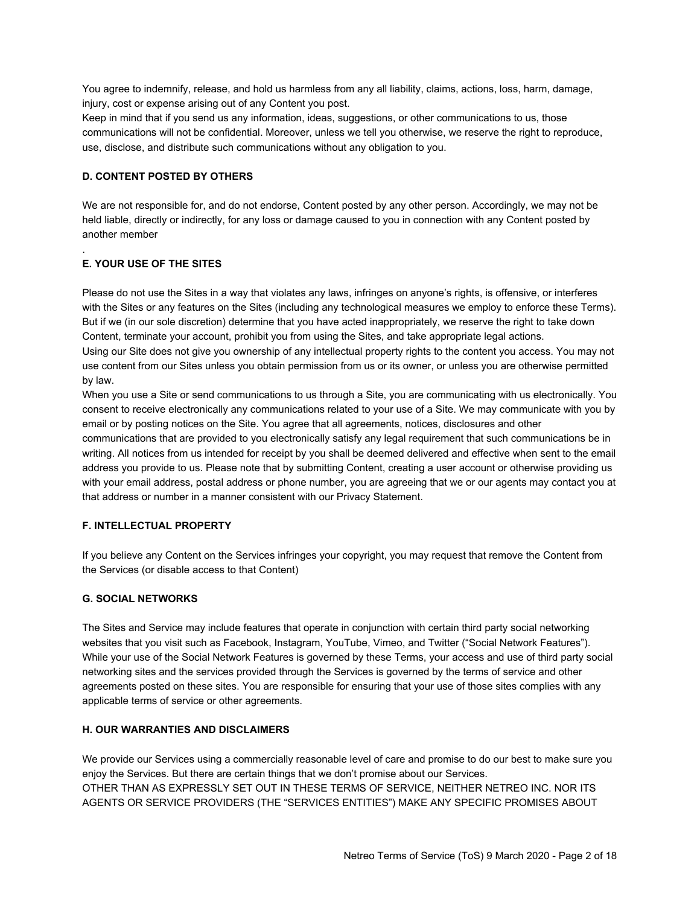You agree to indemnify, release, and hold us harmless from any all liability, claims, actions, loss, harm, damage, injury, cost or expense arising out of any Content you post.
Keep in mind that if you send us any information, ideas, suggestions, or other communications to us, those communications will not be confidential. Moreover, unless we tell you otherwise, we reserve the right to reproduce, use, disclose, and distribute such communications without any obligation to you.

**D. CONTENT POSTED BY OTHERS**

We are not responsible for, and do not endorse, Content posted by any other person. Accordingly, we may not be held liable, directly or indirectly, for any loss or damage caused to you in connection with any Content posted by another member

.

**E. YOUR USE OF THE SITES**

Please do not use the Sites in a way that violates any laws, infringes on anyone's rights, is offensive, or interferes with the Sites or any features on the Sites (including any technological measures we employ to enforce these Terms). But if we (in our sole discretion) determine that you have acted inappropriately, we reserve the right to take down Content, terminate your account, prohibit you from using the Sites, and take appropriate legal actions.
Using our Site does not give you ownership of any intellectual property rights to the content you access. You may not use content from our Sites unless you obtain permission from us or its owner, or unless you are otherwise permitted by law.
When you use a Site or send communications to us through a Site, you are communicating with us electronically. You consent to receive electronically any communications related to your use of a Site. We may communicate with you by email or by posting notices on the Site. You agree that all agreements, notices, disclosures and other communications that are provided to you electronically satisfy any legal requirement that such communications be in writing. All notices from us intended for receipt by you shall be deemed delivered and effective when sent to the email address you provide to us. Please note that by submitting Content, creating a user account or otherwise providing us with your email address, postal address or phone number, you are agreeing that we or our agents may contact you at that address or number in a manner consistent with our Privacy Statement.

**F. INTELLECTUAL PROPERTY**

If you believe any Content on the Services infringes your copyright, you may request that remove the Content from the Services (or disable access to that Content)

**G. SOCIAL NETWORKS**

The Sites and Service may include features that operate in conjunction with certain third party social networking websites that you visit such as Facebook, Instagram, YouTube, Vimeo, and Twitter ("Social Network Features"). While your use of the Social Network Features is governed by these Terms, your access and use of third party social networking sites and the services provided through the Services is governed by the terms of service and other agreements posted on these sites. You are responsible for ensuring that your use of those sites complies with any applicable terms of service or other agreements.

**H. OUR WARRANTIES AND DISCLAIMERS**

We provide our Services using a commercially reasonable level of care and promise to do our best to make sure you enjoy the Services. But there are certain things that we don't promise about our Services.
OTHER THAN AS EXPRESSLY SET OUT IN THESE TERMS OF SERVICE, NEITHER NETREO INC. NOR ITS AGENTS OR SERVICE PROVIDERS (THE "SERVICES ENTITIES") MAKE ANY SPECIFIC PROMISES ABOUT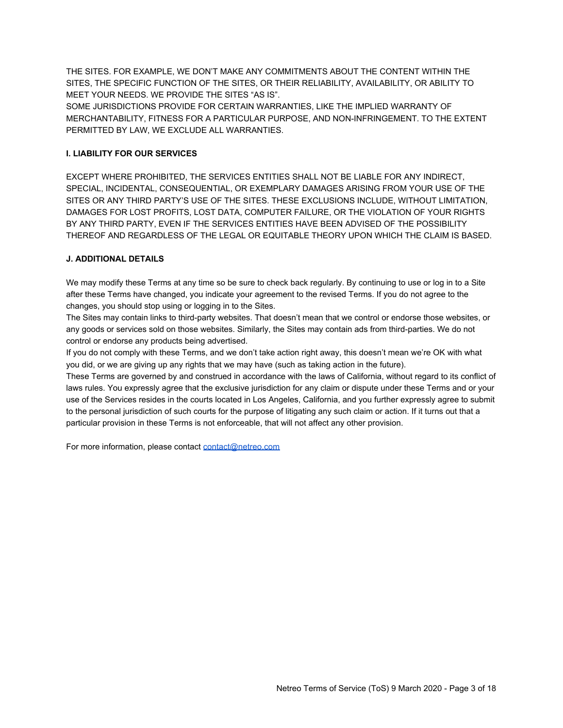THE SITES. FOR EXAMPLE, WE DON'T MAKE ANY COMMITMENTS ABOUT THE CONTENT WITHIN THE SITES, THE SPECIFIC FUNCTION OF THE SITES, OR THEIR RELIABILITY, AVAILABILITY, OR ABILITY TO MEET YOUR NEEDS. WE PROVIDE THE SITES "AS IS".

SOME JURISDICTIONS PROVIDE FOR CERTAIN WARRANTIES, LIKE THE IMPLIED WARRANTY OF MERCHANTABILITY, FITNESS FOR A PARTICULAR PURPOSE, AND NON-INFRINGEMENT. TO THE EXTENT PERMITTED BY LAW, WE EXCLUDE ALL WARRANTIES.

**I. LIABILITY FOR OUR SERVICES**

EXCEPT WHERE PROHIBITED, THE SERVICES ENTITIES SHALL NOT BE LIABLE FOR ANY INDIRECT, SPECIAL, INCIDENTAL, CONSEQUENTIAL, OR EXEMPLARY DAMAGES ARISING FROM YOUR USE OF THE SITES OR ANY THIRD PARTY'S USE OF THE SITES. THESE EXCLUSIONS INCLUDE, WITHOUT LIMITATION, DAMAGES FOR LOST PROFITS, LOST DATA, COMPUTER FAILURE, OR THE VIOLATION OF YOUR RIGHTS BY ANY THIRD PARTY, EVEN IF THE SERVICES ENTITIES HAVE BEEN ADVISED OF THE POSSIBILITY THEREOF AND REGARDLESS OF THE LEGAL OR EQUITABLE THEORY UPON WHICH THE CLAIM IS BASED.

**J. ADDITIONAL DETAILS**

We may modify these Terms at any time so be sure to check back regularly. By continuing to use or log in to a Site after these Terms have changed, you indicate your agreement to the revised Terms. If you do not agree to the changes, you should stop using or logging in to the Sites.

The Sites may contain links to third-party websites. That doesn't mean that we control or endorse those websites, or any goods or services sold on those websites. Similarly, the Sites may contain ads from third-parties. We do not control or endorse any products being advertised.

If you do not comply with these Terms, and we don't take action right away, this doesn't mean we're OK with what you did, or we are giving up any rights that we may have (such as taking action in the future).

These Terms are governed by and construed in accordance with the laws of California, without regard to its conflict of laws rules. You expressly agree that the exclusive jurisdiction for any claim or dispute under these Terms and or your use of the Services resides in the courts located in Los Angeles, California, and you further expressly agree to submit to the personal jurisdiction of such courts for the purpose of litigating any such claim or action. If it turns out that a particular provision in these Terms is not enforceable, that will not affect any other provision.

For more information, please contact contact@netreo.com